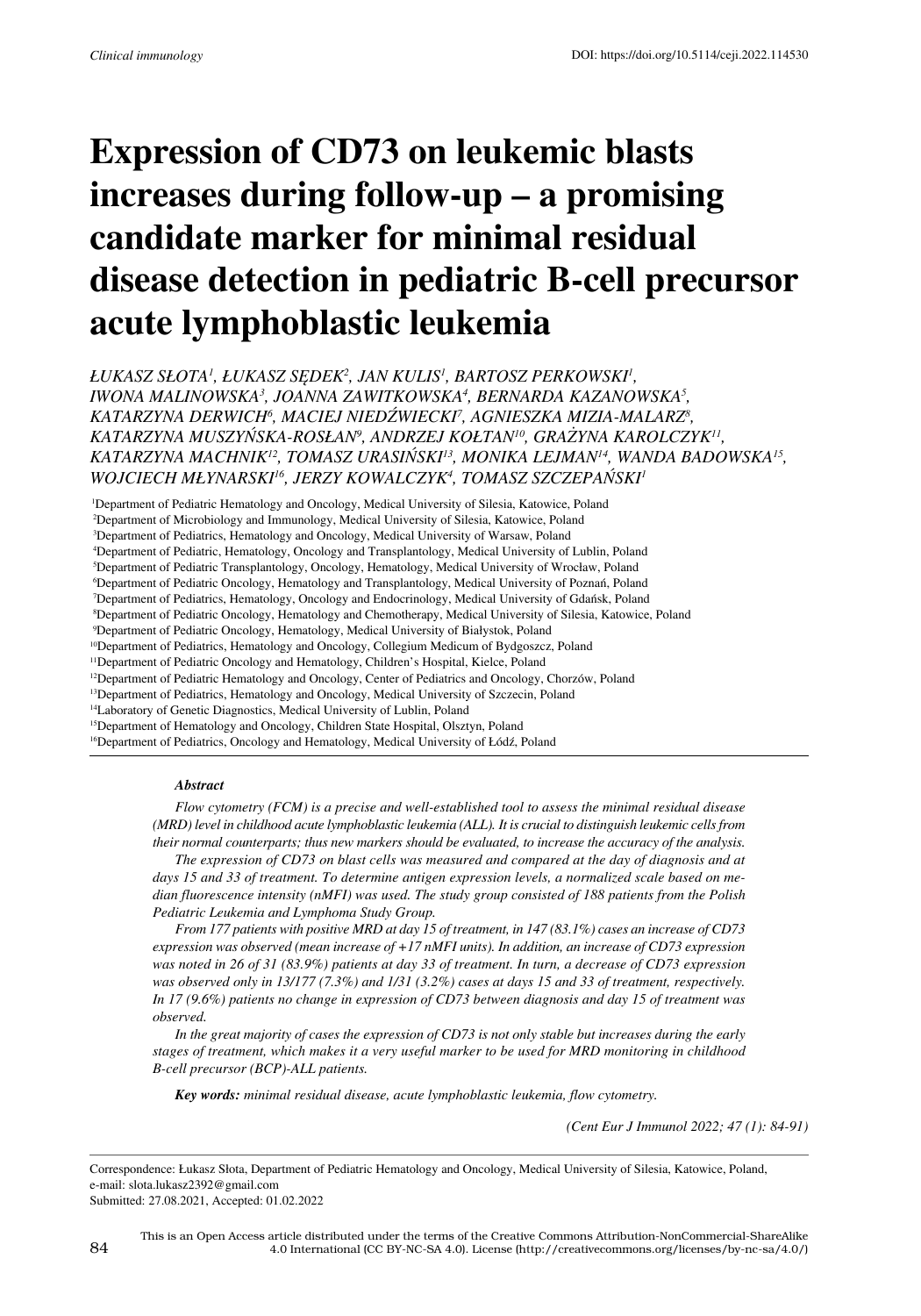# Expression of CD73 on leukemic blasts increases during follow-up – a promising candidate marker for minimal residual disease detection in pediatric B-cell precursor acute lymphoblastic leukemia

*ŁUKASZ SŁOTA[1], ŁUKASZ SĘDEK[2], JAN KULIS[1], BARTOSZ PERKOWSKI[1], IWONA MALINOWSKA[3], JOANNA ZAWITKOWSKA[4], BERNARDA KAZANOWSKA[5], KATARZYNA DERWICH[6], MACIEJ NIEDŹWIECKI[7], AGNIESZKA MIZIA-MALARZ[8], KATARZYNA MUSZYŃSKA-ROSŁAN[9], ANDRZEJ KOŁTAN[10], GRAŻYNA KAROLCZYK[11], KATARZYNA MACHNIK[12], TOMASZ URASIŃSKI[13], MONIKA LEJMAN[14], WANDA BADOWSKA[15], WOJCIECH MŁYNARSKI[16], JERZY KOWALCZYK[4], TOMASZ SZCZEPAŃSKI[1]*

[1]Department of Pediatric Hematology and Oncology, Medical University of Silesia, Katowice, Poland
[2]Department of Microbiology and Immunology, Medical University of Silesia, Katowice, Poland
[3]Department of Pediatrics, Hematology and Oncology, Medical University of Warsaw, Poland
[4]Department of Pediatric, Hematology, Oncology and Transplantology, Medical University of Lublin, Poland
[5]Department of Pediatric Transplantology, Oncology, Hematology, Medical University of Wrocław, Poland
[6]Department of Pediatric Oncology, Hematology and Transplantology, Medical University of Poznań, Poland
[7]Department of Pediatrics, Hematology, Oncology and Endocrinology, Medical University of Gdańsk, Poland
[8]Department of Pediatric Oncology, Hematology and Chemotherapy, Medical University of Silesia, Katowice, Poland
[9]Department of Pediatric Oncology, Hematology, Medical University of Białystok, Poland
[10]Department of Pediatrics, Hematology and Oncology, Collegium Medicum of Bydgoszcz, Poland
[11]Department of Pediatric Oncology and Hematology, Children's Hospital, Kielce, Poland
[12]Department of Pediatric Hematology and Oncology, Center of Pediatrics and Oncology, Chorzów, Poland
[13]Department of Pediatrics, Hematology and Oncology, Medical University of Szczecin, Poland
[14]Laboratory of Genetic Diagnostics, Medical University of Lublin, Poland
[15]Department of Hematology and Oncology, Children State Hospital, Olsztyn, Poland
[16]Department of Pediatrics, Oncology and Hematology, Medical University of Łódź, Poland

***Abstract***

*Flow cytometry (FCM) is a precise and well-established tool to assess the minimal residual disease (MRD) level in childhood acute lymphoblastic leukemia (ALL). It is crucial to distinguish leukemic cells from their normal counterparts; thus new markers should be evaluated, to increase the accuracy of the analysis.*

*The expression of CD73 on blast cells was measured and compared at the day of diagnosis and at days 15 and 33 of treatment. To determine antigen expression levels, a normalized scale based on median fluorescence intensity (nMFI) was used. The study group consisted of 188 patients from the Polish Pediatric Leukemia and Lymphoma Study Group.*

*From 177 patients with positive MRD at day 15 of treatment, in 147 (83.1%) cases an increase of CD73 expression was observed (mean increase of +17 nMFI units). In addition, an increase of CD73 expression was noted in 26 of 31 (83.9%) patients at day 33 of treatment. In turn, a decrease of CD73 expression was observed only in 13/177 (7.3%) and 1/31 (3.2%) cases at days 15 and 33 of treatment, respectively. In 17 (9.6%) patients no change in expression of CD73 between diagnosis and day 15 of treatment was observed.*

*In the great majority of cases the expression of CD73 is not only stable but increases during the early stages of treatment, which makes it a very useful marker to be used for MRD monitoring in childhood B-cell precursor (BCP)-ALL patients.*

***Key words:*** *minimal residual disease, acute lymphoblastic leukemia, flow cytometry.*

*(Cent Eur J Immunol 2022; 47 (1): 84-91)*

Correspondence: Łukasz Słota, Department of Pediatric Hematology and Oncology, Medical University of Silesia, Katowice, Poland, e-mail: slota.lukasz2392@gmail.com
Submitted: 27.08.2021, Accepted: 01.02.2022

This is an Open Access article distributed under the terms of the Creative Commons Attribution-NonCommercial-ShareAlike 4.0 International (CC BY-NC-SA 4.0). License (http://creativecommons.org/licenses/by-nc-sa/4.0/)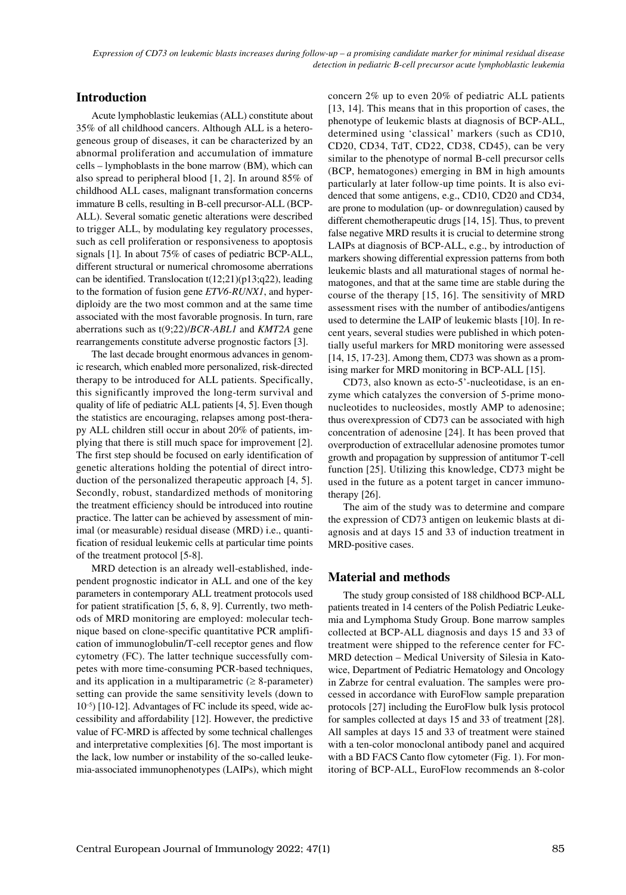## Introduction

Acute lymphoblastic leukemias (ALL) constitute about 35% of all childhood cancers. Although ALL is a heterogeneous group of diseases, it can be characterized by an abnormal proliferation and accumulation of immature cells – lymphoblasts in the bone marrow (BM), which can also spread to peripheral blood [1, 2]. In around 85% of childhood ALL cases, malignant transformation concerns immature B cells, resulting in B-cell precursor-ALL (BCP-ALL). Several somatic genetic alterations were described to trigger ALL, by modulating key regulatory processes, such as cell proliferation or responsiveness to apoptosis signals [1]. In about 75% of cases of pediatric BCP-ALL, different structural or numerical chromosome aberrations can be identified. Translocation t(12;21)(p13;q22), leading to the formation of fusion gene *ETV6-RUNX1*, and hyperdiploidy are the two most common and at the same time associated with the most favorable prognosis. In turn, rare aberrations such as t(9;22)/*BCR-ABL1* and *KMT2A* gene rearrangements constitute adverse prognostic factors [3].

The last decade brought enormous advances in genomic research, which enabled more personalized, risk-directed therapy to be introduced for ALL patients. Specifically, this significantly improved the long-term survival and quality of life of pediatric ALL patients [4, 5]. Even though the statistics are encouraging, relapses among post-therapy ALL children still occur in about 20% of patients, implying that there is still much space for improvement [2]. The first step should be focused on early identification of genetic alterations holding the potential of direct introduction of the personalized therapeutic approach [4, 5]. Secondly, robust, standardized methods of monitoring the treatment efficiency should be introduced into routine practice. The latter can be achieved by assessment of minimal (or measurable) residual disease (MRD) i.e., quantification of residual leukemic cells at particular time points of the treatment protocol [5-8].

MRD detection is an already well-established, independent prognostic indicator in ALL and one of the key parameters in contemporary ALL treatment protocols used for patient stratification [5, 6, 8, 9]. Currently, two methods of MRD monitoring are employed: molecular technique based on clone-specific quantitative PCR amplification of immunoglobulin/T-cell receptor genes and flow cytometry (FC). The latter technique successfully competes with more time-consuming PCR-based techniques, and its application in a multiparametric (≥ 8-parameter) setting can provide the same sensitivity levels (down to $10^{-5}$) [10-12]. Advantages of FC include its speed, wide accessibility and affordability [12]. However, the predictive value of FC-MRD is affected by some technical challenges and interpretative complexities [6]. The most important is the lack, low number or instability of the so-called leukemia-associated immunophenotypes (LAIPs), which might concern 2% up to even 20% of pediatric ALL patients [13, 14]. This means that in this proportion of cases, the phenotype of leukemic blasts at diagnosis of BCP-ALL, determined using 'classical' markers (such as CD10, CD20, CD34, TdT, CD22, CD38, CD45), can be very similar to the phenotype of normal B-cell precursor cells (BCP, hematogones) emerging in BM in high amounts particularly at later follow-up time points. It is also evidenced that some antigens, e.g., CD10, CD20 and CD34, are prone to modulation (up- or downregulation) caused by different chemotherapeutic drugs [14, 15]. Thus, to prevent false negative MRD results it is crucial to determine strong LAIPs at diagnosis of BCP-ALL, e.g., by introduction of markers showing differential expression patterns from both leukemic blasts and all maturational stages of normal hematogones, and that at the same time are stable during the course of the therapy [15, 16]. The sensitivity of MRD assessment rises with the number of antibodies/antigens used to determine the LAIP of leukemic blasts [10]. In recent years, several studies were published in which potentially useful markers for MRD monitoring were assessed [14, 15, 17-23]. Among them, CD73 was shown as a promising marker for MRD monitoring in BCP-ALL [15].

CD73, also known as ecto-5'-nucleotidase, is an enzyme which catalyzes the conversion of 5-prime mononucleotides to nucleosides, mostly AMP to adenosine; thus overexpression of CD73 can be associated with high concentration of adenosine [24]. It has been proved that overproduction of extracellular adenosine promotes tumor growth and propagation by suppression of antitumor T-cell function [25]. Utilizing this knowledge, CD73 might be used in the future as a potent target in cancer immunotherapy [26].

The aim of the study was to determine and compare the expression of CD73 antigen on leukemic blasts at diagnosis and at days 15 and 33 of induction treatment in MRD-positive cases.

## Material and methods

The study group consisted of 188 childhood BCP-ALL patients treated in 14 centers of the Polish Pediatric Leukemia and Lymphoma Study Group. Bone marrow samples collected at BCP-ALL diagnosis and days 15 and 33 of treatment were shipped to the reference center for FC-MRD detection – Medical University of Silesia in Katowice, Department of Pediatric Hematology and Oncology in Zabrze for central evaluation. The samples were processed in accordance with EuroFlow sample preparation protocols [27] including the EuroFlow bulk lysis protocol for samples collected at days 15 and 33 of treatment [28]. All samples at days 15 and 33 of treatment were stained with a ten-color monoclonal antibody panel and acquired with a BD FACS Canto flow cytometer (Fig. 1). For monitoring of BCP-ALL, EuroFlow recommends an 8-color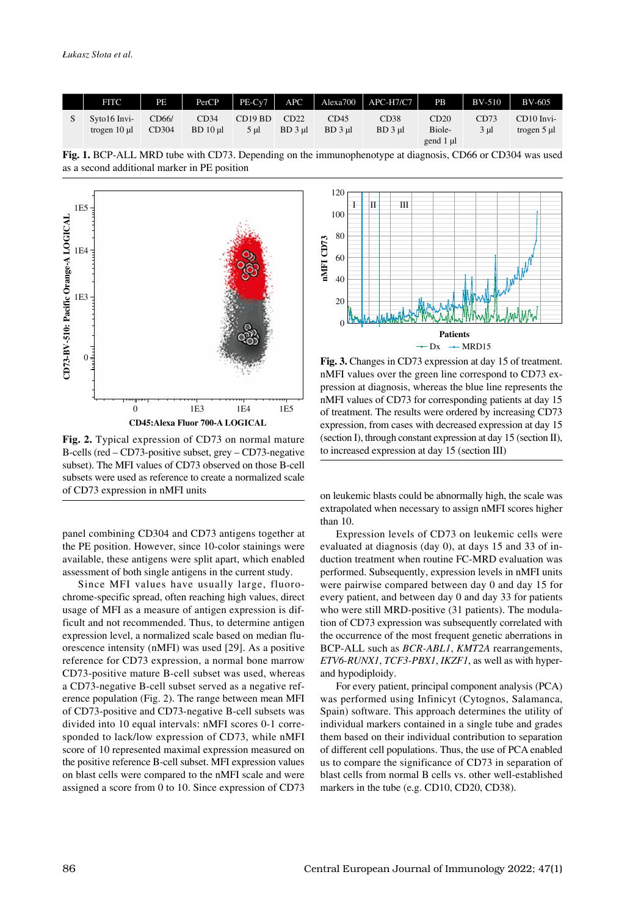|  | FITC | PE | PerCP | PE-Cy7 | APC | Alexa700 | APC-H7/C7 | PB | BV-510 | BV-605 |
|---|---|---|---|---|---|---|---|---|---|---|
| S | Syto16 Invitrogen 10 µl | CD66/ CD304 | CD34 BD 10 µl | CD19 BD 5 µl | CD22 BD 3 µl | CD45 BD 3 µl | CD38 BD 3 µl | CD20 Biolegend 1 µl | CD73 3 µl | CD10 Invitrogen 5 µl |

**Fig. 1.** BCP-ALL MRD tube with CD73. Depending on the immunophenotype at diagnosis, CD66 or CD304 was used as a second additional marker in PE position

**Fig. 2.** Typical expression of CD73 on normal mature B-cells (red – CD73-positive subset, grey – CD73-negative subset). The MFI values of CD73 observed on those B-cell subsets were used as reference to create a normalized scale of CD73 expression in nMFI units

**Fig. 3.** Changes in CD73 expression at day 15 of treatment. nMFI values over the green line correspond to CD73 expression at diagnosis, whereas the blue line represents the nMFI values of CD73 for corresponding patients at day 15 of treatment. The results were ordered by increasing CD73 expression, from cases with decreased expression at day 15 (section I), through constant expression at day 15 (section II), to increased expression at day 15 (section III)

panel combining CD304 and CD73 antigens together at the PE position. However, since 10-color stainings were available, these antigens were split apart, which enabled assessment of both single antigens in the current study.

Since MFI values have usually large, fluorochrome-specific spread, often reaching high values, direct usage of MFI as a measure of antigen expression is difficult and not recommended. Thus, to determine antigen expression level, a normalized scale based on median fluorescence intensity (nMFI) was used [29]. As a positive reference for CD73 expression, a normal bone marrow CD73-positive mature B-cell subset was used, whereas a CD73-negative B-cell subset served as a negative reference population (Fig. 2). The range between mean MFI of CD73-positive and CD73-negative B-cell subsets was divided into 10 equal intervals: nMFI scores 0-1 corresponded to lack/low expression of CD73, while nMFI score of 10 represented maximal expression measured on the positive reference B-cell subset. MFI expression values on blast cells were compared to the nMFI scale and were assigned a score from 0 to 10. Since expression of CD73 on leukemic blasts could be abnormally high, the scale was extrapolated when necessary to assign nMFI scores higher than 10.

Expression levels of CD73 on leukemic cells were evaluated at diagnosis (day 0), at days 15 and 33 of induction treatment when routine FC-MRD evaluation was performed. Subsequently, expression levels in nMFI units were pairwise compared between day 0 and day 15 for every patient, and between day 0 and day 33 for patients who were still MRD-positive (31 patients). The modulation of CD73 expression was subsequently correlated with the occurrence of the most frequent genetic aberrations in BCP-ALL such as *BCR-ABL1*, *KMT2A* rearrangements, *ETV6-RUNX1*, *TCF3-PBX1*, *IKZF1*, as well as with hyper- and hypodiploidy.

For every patient, principal component analysis (PCA) was performed using Infinicyt (Cytognos, Salamanca, Spain) software. This approach determines the utility of individual markers contained in a single tube and grades them based on their individual contribution to separation of different cell populations. Thus, the use of PCA enabled us to compare the significance of CD73 in separation of blast cells from normal B cells vs. other well-established markers in the tube (e.g. CD10, CD20, CD38).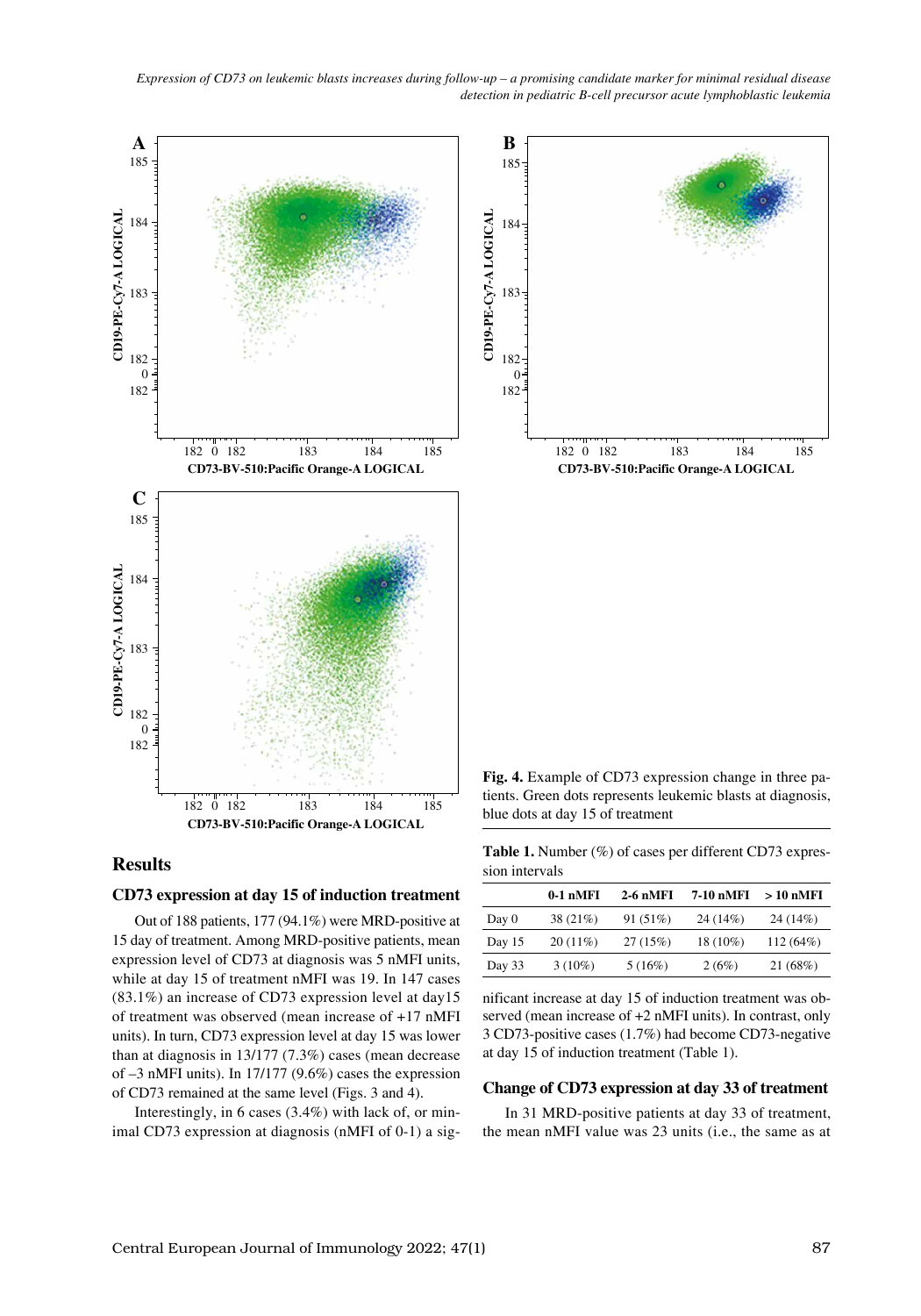Fig. 4. Example of CD73 expression change in three patients. Green dots represents leukemic blasts at diagnosis, blue dots at day 15 of treatment

## Results

### CD73 expression at day 15 of induction treatment

Out of 188 patients, 177 (94.1%) were MRD-positive at 15 day of treatment. Among MRD-positive patients, mean expression level of CD73 at diagnosis was 5 nMFI units, while at day 15 of treatment nMFI was 19. In 147 cases (83.1%) an increase of CD73 expression level at day15 of treatment was observed (mean increase of +17 nMFI units). In turn, CD73 expression level at day 15 was lower than at diagnosis in 13/177 (7.3%) cases (mean decrease of –3 nMFI units). In 17/177 (9.6%) cases the expression of CD73 remained at the same level (Figs. 3 and 4).

Interestingly, in 6 cases (3.4%) with lack of, or minimal CD73 expression at diagnosis (nMFI of 0-1) a significant increase at day 15 of induction treatment was observed (mean increase of +2 nMFI units). In contrast, only 3 CD73-positive cases (1.7%) had become CD73-negative at day 15 of induction treatment (Table 1).

**Table 1.** Number (%) of cases per different CD73 expression intervals

| | 0-1 nMFI | 2-6 nMFI | 7-10 nMFI | > 10 nMFI |
|---|---|---|---|---|
| Day 0 | 38 (21%) | 91 (51%) | 24 (14%) | 24 (14%) |
| Day 15 | 20 (11%) | 27 (15%) | 18 (10%) | 112 (64%) |
| Day 33 | 3 (10%) | 5 (16%) | 2 (6%) | 21 (68%) |

### Change of CD73 expression at day 33 of treatment

In 31 MRD-positive patients at day 33 of treatment, the mean nMFI value was 23 units (i.e., the same as at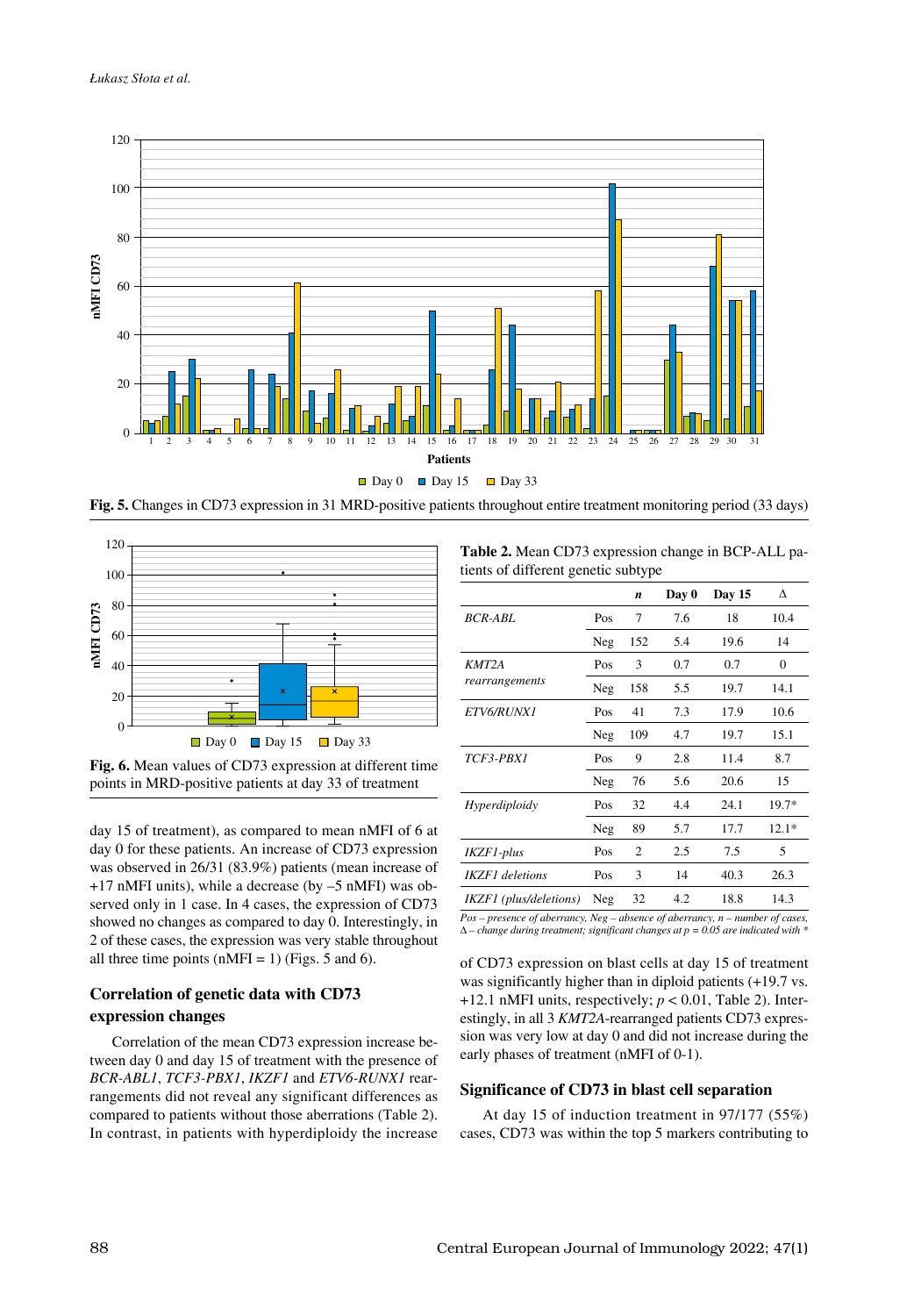Fig. 5. Changes in CD73 expression in 31 MRD-positive patients throughout entire treatment monitoring period (33 days)

Fig. 6. Mean values of CD73 expression at different time points in MRD-positive patients at day 33 of treatment

day 15 of treatment), as compared to mean nMFI of 6 at day 0 for these patients. An increase of CD73 expression was observed in 26/31 (83.9%) patients (mean increase of +17 nMFI units), while a decrease (by –5 nMFI) was observed only in 1 case. In 4 cases, the expression of CD73 showed no changes as compared to day 0. Interestingly, in 2 of these cases, the expression was very stable throughout all three time points (nMFI = 1) (Figs. 5 and 6).

## Correlation of genetic data with CD73 expression changes

Correlation of the mean CD73 expression increase between day 0 and day 15 of treatment with the presence of *BCR-ABL1*, *TCF3-PBX1*, *IKZF1* and *ETV6-RUNX1* rearrangements did not reveal any significant differences as compared to patients without those aberrations (Table 2). In contrast, in patients with hyperdiploidy the increase of CD73 expression on blast cells at day 15 of treatment was significantly higher than in diploid patients (+19.7 vs. +12.1 nMFI units, respectively; $p < 0.01$, Table 2). Interestingly, in all 3 *KMT2A*-rearranged patients CD73 expression was very low at day 0 and did not increase during the early phases of treatment (nMFI of 0-1).

**Table 2.** Mean CD73 expression change in BCP-ALL patients of different genetic subtype

| | | *n* | Day 0 | Day 15 | Δ |
|---|---|---|---|---|---|
| *BCR-ABL* | Pos | 7 | 7.6 | 18 | 10.4 |
| | Neg | 152 | 5.4 | 19.6 | 14 |
| *KMT2A rearrangements* | Pos | 3 | 0.7 | 0.7 | 0 |
| | Neg | 158 | 5.5 | 19.7 | 14.1 |
| *ETV6/RUNX1* | Pos | 41 | 7.3 | 17.9 | 10.6 |
| | Neg | 109 | 4.7 | 19.7 | 15.1 |
| *TCF3-PBX1* | Pos | 9 | 2.8 | 11.4 | 8.7 |
| | Neg | 76 | 5.6 | 20.6 | 15 |
| *Hyperdiploidy* | Pos | 32 | 4.4 | 24.1 | 19.7* |
| | Neg | 89 | 5.7 | 17.7 | 12.1* |
| *IKZF1-plus* | Pos | 2 | 2.5 | 7.5 | 5 |
| *IKZF1 deletions* | Pos | 3 | 14 | 40.3 | 26.3 |
| *IKZF1 (plus/deletions)* | Neg | 32 | 4.2 | 18.8 | 14.3 |

*Pos – presence of aberrancy, Neg – absence of aberrancy, n – number of cases, Δ – change during treatment; significant changes at p = 0.05 are indicated with \**

## Significance of CD73 in blast cell separation

At day 15 of induction treatment in 97/177 (55%) cases, CD73 was within the top 5 markers contributing to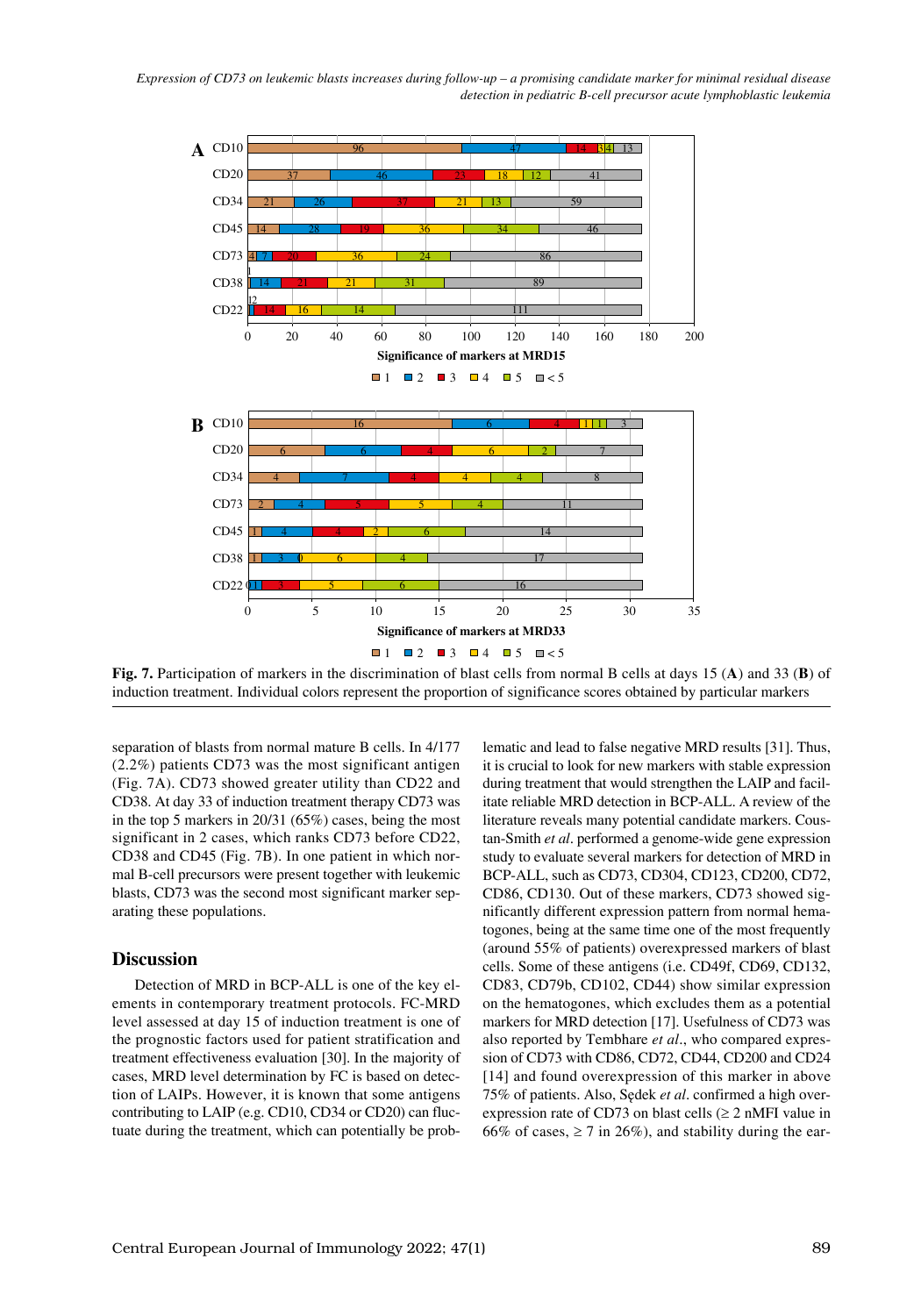**Fig. 7.** Participation of markers in the discrimination of blast cells from normal B cells at days 15 (**A**) and 33 (**B**) of induction treatment. Individual colors represent the proportion of significance scores obtained by particular markers

separation of blasts from normal mature B cells. In 4/177 (2.2%) patients CD73 was the most significant antigen (Fig. 7A). CD73 showed greater utility than CD22 and CD38. At day 33 of induction treatment therapy CD73 was in the top 5 markers in 20/31 (65%) cases, being the most significant in 2 cases, which ranks CD73 before CD22, CD38 and CD45 (Fig. 7B). In one patient in which normal B-cell precursors were present together with leukemic blasts, CD73 was the second most significant marker separating these populations.

## Discussion

Detection of MRD in BCP-ALL is one of the key elements in contemporary treatment protocols. FC-MRD level assessed at day 15 of induction treatment is one of the prognostic factors used for patient stratification and treatment effectiveness evaluation [30]. In the majority of cases, MRD level determination by FC is based on detection of LAIPs. However, it is known that some antigens contributing to LAIP (e.g. CD10, CD34 or CD20) can fluctuate during the treatment, which can potentially be problematic and lead to false negative MRD results [31]. Thus, it is crucial to look for new markers with stable expression during treatment that would strengthen the LAIP and facilitate reliable MRD detection in BCP-ALL. A review of the literature reveals many potential candidate markers. Coustan-Smith *et al*. performed a genome-wide gene expression study to evaluate several markers for detection of MRD in BCP-ALL, such as CD73, CD304, CD123, CD200, CD72, CD86, CD130. Out of these markers, CD73 showed significantly different expression pattern from normal hematogones, being at the same time one of the most frequently (around 55% of patients) overexpressed markers of blast cells. Some of these antigens (i.e. CD49f, CD69, CD132, CD83, CD79b, CD102, CD44) show similar expression on the hematogones, which excludes them as a potential markers for MRD detection [17]. Usefulness of CD73 was also reported by Tembhare *et al*., who compared expression of CD73 with CD86, CD72, CD44, CD200 and CD24 [14] and found overexpression of this marker in above 75% of patients. Also, Sędek *et al*. confirmed a high overexpression rate of CD73 on blast cells (≥ 2 nMFI value in 66% of cases, ≥ 7 in 26%), and stability during the ear-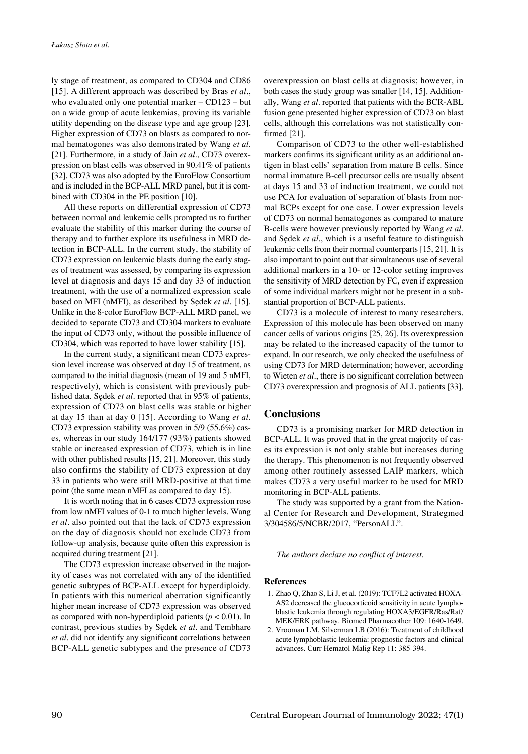ly stage of treatment, as compared to CD304 and CD86 [15]. A different approach was described by Bras *et al*., who evaluated only one potential marker – CD123 – but on a wide group of acute leukemias, proving its variable utility depending on the disease type and age group [23]. Higher expression of CD73 on blasts as compared to normal hematogones was also demonstrated by Wang *et al*. [21]. Furthermore, in a study of Jain *et al*., CD73 overexpression on blast cells was observed in 90.41% of patients [32]. CD73 was also adopted by the EuroFlow Consortium and is included in the BCP-ALL MRD panel, but it is combined with CD304 in the PE position [10].

All these reports on differential expression of CD73 between normal and leukemic cells prompted us to further evaluate the stability of this marker during the course of therapy and to further explore its usefulness in MRD detection in BCP-ALL. In the current study, the stability of CD73 expression on leukemic blasts during the early stages of treatment was assessed, by comparing its expression level at diagnosis and days 15 and day 33 of induction treatment, with the use of a normalized expression scale based on MFI (nMFI), as described by Sędek *et al*. [15]. Unlike in the 8-color EuroFlow BCP-ALL MRD panel, we decided to separate CD73 and CD304 markers to evaluate the input of CD73 only, without the possible influence of CD304, which was reported to have lower stability [15].

In the current study, a significant mean CD73 expression level increase was observed at day 15 of treatment, as compared to the initial diagnosis (mean of 19 and 5 nMFI, respectively), which is consistent with previously published data. Sędek *et al*. reported that in 95% of patients, expression of CD73 on blast cells was stable or higher at day 15 than at day 0 [15]. According to Wang *et al*. CD73 expression stability was proven in 5/9 (55.6%) cases, whereas in our study 164/177 (93%) patients showed stable or increased expression of CD73, which is in line with other published results [15, 21]. Moreover, this study also confirms the stability of CD73 expression at day 33 in patients who were still MRD-positive at that time point (the same mean nMFI as compared to day 15).

It is worth noting that in 6 cases CD73 expression rose from low nMFI values of 0-1 to much higher levels. Wang *et al*. also pointed out that the lack of CD73 expression on the day of diagnosis should not exclude CD73 from follow-up analysis, because quite often this expression is acquired during treatment [21].

The CD73 expression increase observed in the majority of cases was not correlated with any of the identified genetic subtypes of BCP-ALL except for hyperdiploidy. In patients with this numerical aberration significantly higher mean increase of CD73 expression was observed as compared with non-hyperdiploid patients ($p < 0.01$). In contrast, previous studies by Sędek *et al*. and Tembhare *et al*. did not identify any significant correlations between BCP-ALL genetic subtypes and the presence of CD73 overexpression on blast cells at diagnosis; however, in both cases the study group was smaller [14, 15]. Additionally, Wang *et al*. reported that patients with the BCR-ABL fusion gene presented higher expression of CD73 on blast cells, although this correlations was not statistically confirmed [21].

Comparison of CD73 to the other well-established markers confirms its significant utility as an additional antigen in blast cells' separation from mature B cells. Since normal immature B-cell precursor cells are usually absent at days 15 and 33 of induction treatment, we could not use PCA for evaluation of separation of blasts from normal BCPs except for one case. Lower expression levels of CD73 on normal hematogones as compared to mature B-cells were however previously reported by Wang *et al*. and Sędek *et al*., which is a useful feature to distinguish leukemic cells from their normal counterparts [15, 21]. It is also important to point out that simultaneous use of several additional markers in a 10- or 12-color setting improves the sensitivity of MRD detection by FC, even if expression of some individual markers might not be present in a substantial proportion of BCP-ALL patients.

CD73 is a molecule of interest to many researchers. Expression of this molecule has been observed on many cancer cells of various origins [25, 26]. Its overexpression may be related to the increased capacity of the tumor to expand. In our research, we only checked the usefulness of using CD73 for MRD determination; however, according to Wieten *et al*., there is no significant correlation between CD73 overexpression and prognosis of ALL patients [33].

## Conclusions

CD73 is a promising marker for MRD detection in BCP-ALL. It was proved that in the great majority of cases its expression is not only stable but increases during the therapy. This phenomenon is not frequently observed among other routinely assessed LAIP markers, which makes CD73 a very useful marker to be used for MRD monitoring in BCP-ALL patients.

The study was supported by a grant from the National Center for Research and Development, Strategmed 3/304586/5/NCBR/2017, "PersonALL".

*The authors declare no conflict of interest.*

### References

1. Zhao Q, Zhao S, Li J, et al. (2019): TCF7L2 activated HOXA-AS2 decreased the glucocorticoid sensitivity in acute lymphoblastic leukemia through regulating HOXA3/EGFR/Ras/Raf/MEK/ERK pathway. Biomed Pharmacother 109: 1640-1649.
2. Vrooman LM, Silverman LB (2016): Treatment of childhood acute lymphoblastic leukemia: prognostic factors and clinical advances. Curr Hematol Malig Rep 11: 385-394.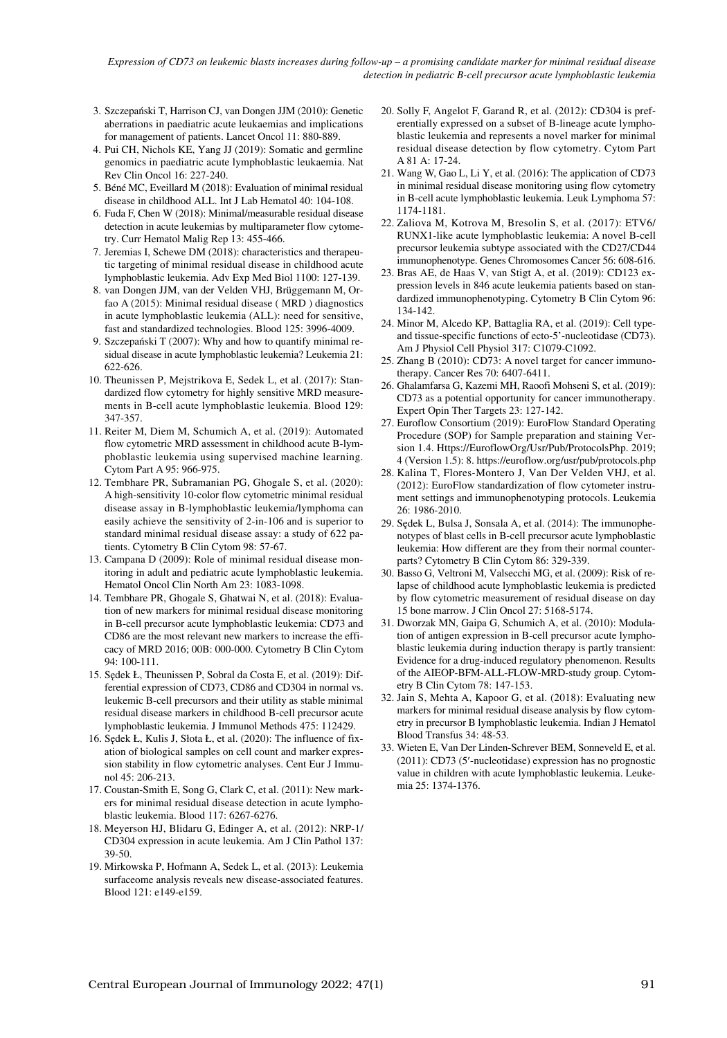3. Szczepański T, Harrison CJ, van Dongen JJM (2010): Genetic aberrations in paediatric acute leukaemias and implications for management of patients. Lancet Oncol 11: 880-889.
4. Pui CH, Nichols KE, Yang JJ (2019): Somatic and germline genomics in paediatric acute lymphoblastic leukaemia. Nat Rev Clin Oncol 16: 227-240.
5. Béné MC, Eveillard M (2018): Evaluation of minimal residual disease in childhood ALL. Int J Lab Hematol 40: 104-108.
6. Fuda F, Chen W (2018): Minimal/measurable residual disease detection in acute leukemias by multiparameter flow cytometry. Curr Hematol Malig Rep 13: 455-466.
7. Jeremias I, Schewe DM (2018): characteristics and therapeutic targeting of minimal residual disease in childhood acute lymphoblastic leukemia. Adv Exp Med Biol 1100: 127-139.
8. van Dongen JJM, van der Velden VHJ, Brüggemann M, Orfao A (2015): Minimal residual disease ( MRD ) diagnostics in acute lymphoblastic leukemia (ALL): need for sensitive, fast and standardized technologies. Blood 125: 3996-4009.
9. Szczepański T (2007): Why and how to quantify minimal residual disease in acute lymphoblastic leukemia? Leukemia 21: 622-626.
10. Theunissen P, Mejstrikova E, Sedek L, et al. (2017): Standardized flow cytometry for highly sensitive MRD measurements in B-cell acute lymphoblastic leukemia. Blood 129: 347-357.
11. Reiter M, Diem M, Schumich A, et al. (2019): Automated flow cytometric MRD assessment in childhood acute B-lymphoblastic leukemia using supervised machine learning. Cytom Part A 95: 966-975.
12. Tembhare PR, Subramanian PG, Ghogale S, et al. (2020): A high-sensitivity 10-color flow cytometric minimal residual disease assay in B-lymphoblastic leukemia/lymphoma can easily achieve the sensitivity of 2-in-106 and is superior to standard minimal residual disease assay: a study of 622 patients. Cytometry B Clin Cytom 98: 57-67.
13. Campana D (2009): Role of minimal residual disease monitoring in adult and pediatric acute lymphoblastic leukemia. Hematol Oncol Clin North Am 23: 1083-1098.
14. Tembhare PR, Ghogale S, Ghatwai N, et al. (2018): Evaluation of new markers for minimal residual disease monitoring in B-cell precursor acute lymphoblastic leukemia: CD73 and CD86 are the most relevant new markers to increase the efficacy of MRD 2016; 00B: 000-000. Cytometry B Clin Cytom 94: 100-111.
15. Sędek Ł, Theunissen P, Sobral da Costa E, et al. (2019): Differential expression of CD73, CD86 and CD304 in normal vs. leukemic B-cell precursors and their utility as stable minimal residual disease markers in childhood B-cell precursor acute lymphoblastic leukemia. J Immunol Methods 475: 112429.
16. Sędek Ł, Kulis J, Słota Ł, et al. (2020): The influence of fixation of biological samples on cell count and marker expression stability in flow cytometric analyses. Cent Eur J Immunol 45: 206-213.
17. Coustan-Smith E, Song G, Clark C, et al. (2011): New markers for minimal residual disease detection in acute lymphoblastic leukemia. Blood 117: 6267-6276.
18. Meyerson HJ, Blidaru G, Edinger A, et al. (2012): NRP-1/CD304 expression in acute leukemia. Am J Clin Pathol 137: 39-50.
19. Mirkowska P, Hofmann A, Sedek L, et al. (2013): Leukemia surfaceome analysis reveals new disease-associated features. Blood 121: e149-e159.
20. Solly F, Angelot F, Garand R, et al. (2012): CD304 is preferentially expressed on a subset of B-lineage acute lymphoblastic leukemia and represents a novel marker for minimal residual disease detection by flow cytometry. Cytom Part A 81 A: 17-24.
21. Wang W, Gao L, Li Y, et al. (2016): The application of CD73 in minimal residual disease monitoring using flow cytometry in B-cell acute lymphoblastic leukemia. Leuk Lymphoma 57: 1174-1181.
22. Zaliova M, Kotrova M, Bresolin S, et al. (2017): ETV6/RUNX1-like acute lymphoblastic leukemia: A novel B-cell precursor leukemia subtype associated with the CD27/CD44 immunophenotype. Genes Chromosomes Cancer 56: 608-616.
23. Bras AE, de Haas V, van Stigt A, et al. (2019): CD123 expression levels in 846 acute leukemia patients based on standardized immunophenotyping. Cytometry B Clin Cytom 96: 134-142.
24. Minor M, Alcedo KP, Battaglia RA, et al. (2019): Cell type- and tissue-specific functions of ecto-5'-nucleotidase (CD73). Am J Physiol Cell Physiol 317: C1079-C1092.
25. Zhang B (2010): CD73: A novel target for cancer immunotherapy. Cancer Res 70: 6407-6411.
26. Ghalamfarsa G, Kazemi MH, Raoofi Mohseni S, et al. (2019): CD73 as a potential opportunity for cancer immunotherapy. Expert Opin Ther Targets 23: 127-142.
27. Euroflow Consortium (2019): EuroFlow Standard Operating Procedure (SOP) for Sample preparation and staining Version 1.4. Https://EuroflowOrg/Usr/Pub/ProtocolsPhp. 2019; 4 (Version 1.5): 8. https://euroflow.org/usr/pub/protocols.php
28. Kalina T, Flores-Montero J, Van Der Velden VHJ, et al. (2012): EuroFlow standardization of flow cytometer instrument settings and immunophenotyping protocols. Leukemia 26: 1986-2010.
29. Sędek L, Bulsa J, Sonsala A, et al. (2014): The immunophenotypes of blast cells in B-cell precursor acute lymphoblastic leukemia: How different are they from their normal counterparts? Cytometry B Clin Cytom 86: 329-339.
30. Basso G, Veltroni M, Valsecchi MG, et al. (2009): Risk of relapse of childhood acute lymphoblastic leukemia is predicted by flow cytometric measurement of residual disease on day 15 bone marrow. J Clin Oncol 27: 5168-5174.
31. Dworzak MN, Gaipa G, Schumich A, et al. (2010): Modulation of antigen expression in B-cell precursor acute lymphoblastic leukemia during induction therapy is partly transient: Evidence for a drug-induced regulatory phenomenon. Results of the AIEOP-BFM-ALL-FLOW-MRD-study group. Cytometry B Clin Cytom 78: 147-153.
32. Jain S, Mehta A, Kapoor G, et al. (2018): Evaluating new markers for minimal residual disease analysis by flow cytometry in precursor B lymphoblastic leukemia. Indian J Hematol Blood Transfus 34: 48-53.
33. Wieten E, Van Der Linden-Schrever BEM, Sonneveld E, et al. (2011): CD73 (5′-nucleotidase) expression has no prognostic value in children with acute lymphoblastic leukemia. Leukemia 25: 1374-1376.